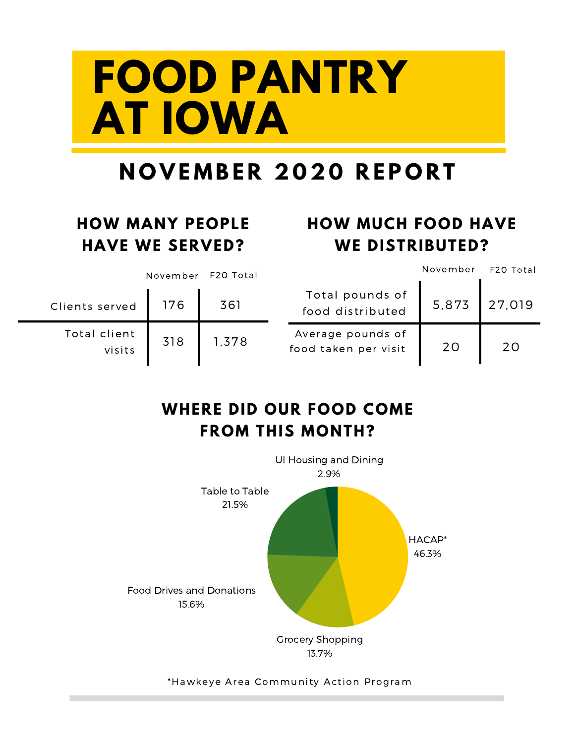# FOOD PANTRY AT IOWA

## NOVEMBER 2020 REPORT

### HOW MANY PEOPLE HAVE WE SERVED?

| | November | F20 Total |
|---|---|---|
| Clients served | 176 | 361 |
| Total client visits | 318 | 1,378 |

### HOW MUCH FOOD HAVE WE DISTRIBUTED?

| | November | F20 Total |
|---|---|---|
| Total pounds of food distributed | 5,873 | 27,019 |
| Average pounds of food taken per visit | 20 | 20 |

### WHERE DID OUR FOOD COME FROM THIS MONTH?

| Source | Percentage |
|---|---|
| HACAP* | 46.3% |
| Table to Table | 21.5% |
| Food Drives and Donations | 15.6% |
| Grocery Shopping | 13.7% |
| UI Housing and Dining | 2.9% |

*Hawkeye Area Community Action Program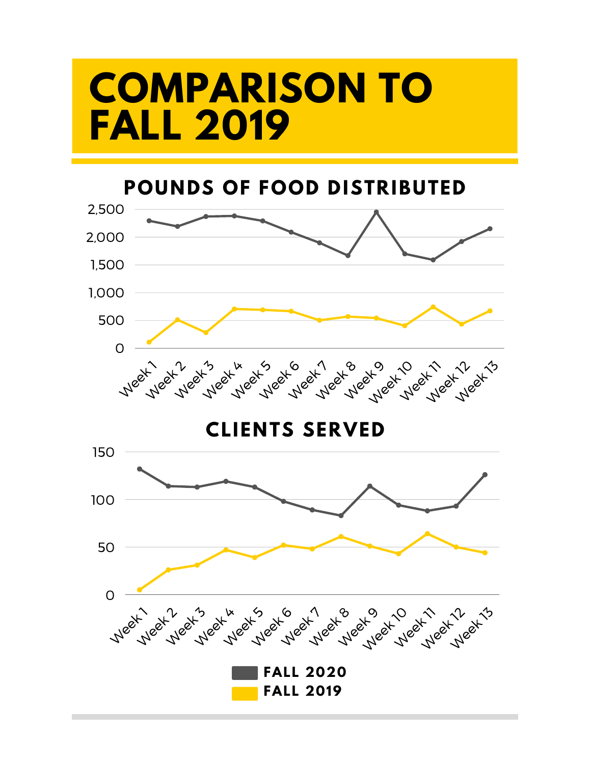# COMPARISON TO FALL 2019

## POUNDS OF FOOD DISTRIBUTED

## CLIENTS SERVED

FALL 2020

FALL 2019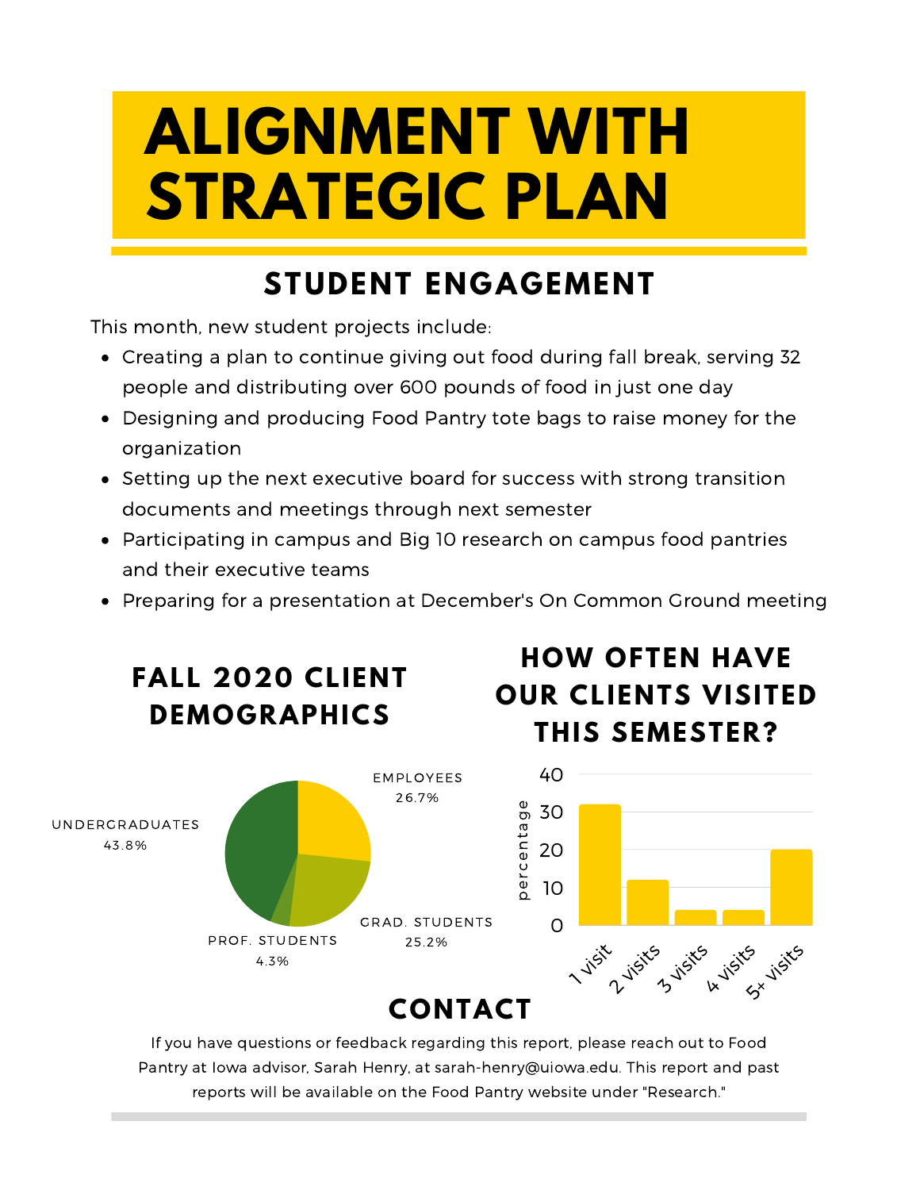# ALIGNMENT WITH STRATEGIC PLAN

## STUDENT ENGAGEMENT

This month, new student projects include:

- Creating a plan to continue giving out food during fall break, serving 32 people and distributing over 600 pounds of food in just one day
- Designing and producing Food Pantry tote bags to raise money for the organization
- Setting up the next executive board for success with strong transition documents and meetings through next semester
- Participating in campus and Big 10 research on campus food pantries and their executive teams
- Preparing for a presentation at December's On Common Ground meeting

## FALL 2020 CLIENT DEMOGRAPHICS

EMPLOYEES
26.7%

UNDERGRADUATES
43.8%

GRAD. STUDENTS
25.2%

PROF. STUDENTS
4.3%

## HOW OFTEN HAVE OUR CLIENTS VISITED THIS SEMESTER?

percentage

40
30
20
10
0

1 visit
2 visits
3 visits
4 visits
5+ visits

## CONTACT

If you have questions or feedback regarding this report, please reach out to Food Pantry at Iowa advisor, Sarah Henry, at sarah-henry@uiowa.edu. This report and past reports will be available on the Food Pantry website under "Research."